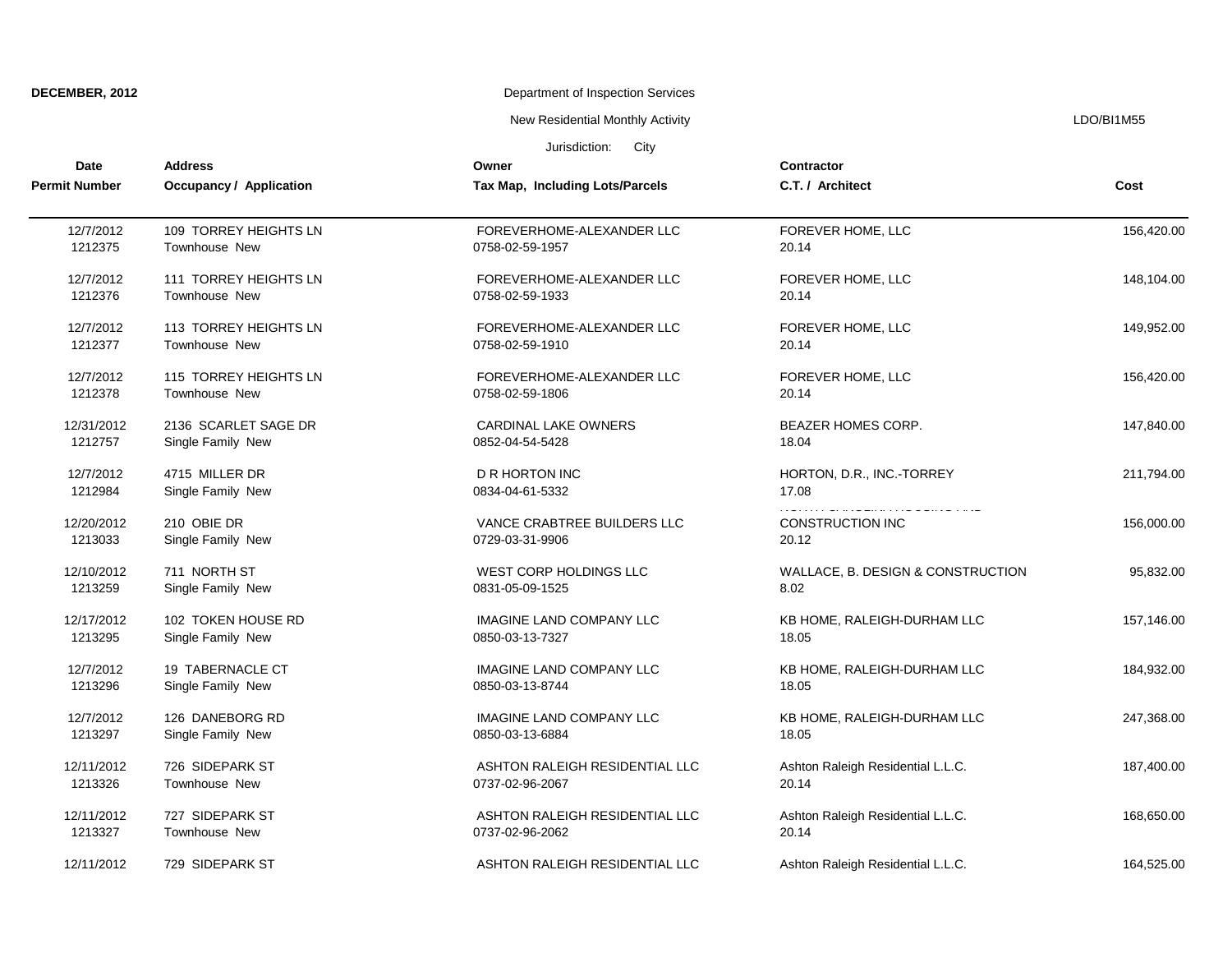**DECEMBER, 2012**

Department of Inspection Services

New Residential Monthly Activity

LDO/BI1M55

Jurisdiction: City

| Date / Permit Number | Address / Occupancy / Application | Owner / Tax Map, Including Lots/Parcels | Contractor / C.T. / Architect | Cost |
|---|---|---|---|---|
| 12/7/2012<br>1212375 | 109 TORREY HEIGHTS LN<br>Townhouse New | FOREVERHOME-ALEXANDER LLC<br>0758-02-59-1957 | FOREVER HOME, LLC<br>20.14 | 156,420.00 |
| 12/7/2012<br>1212376 | 111 TORREY HEIGHTS LN<br>Townhouse New | FOREVERHOME-ALEXANDER LLC<br>0758-02-59-1933 | FOREVER HOME, LLC<br>20.14 | 148,104.00 |
| 12/7/2012<br>1212377 | 113 TORREY HEIGHTS LN<br>Townhouse New | FOREVERHOME-ALEXANDER LLC<br>0758-02-59-1910 | FOREVER HOME, LLC<br>20.14 | 149,952.00 |
| 12/7/2012<br>1212378 | 115 TORREY HEIGHTS LN<br>Townhouse New | FOREVERHOME-ALEXANDER LLC<br>0758-02-59-1806 | FOREVER HOME, LLC<br>20.14 | 156,420.00 |
| 12/31/2012<br>1212757 | 2136 SCARLET SAGE DR<br>Single Family New | CARDINAL LAKE OWNERS<br>0852-04-54-5428 | BEAZER HOMES CORP.<br>18.04 | 147,840.00 |
| 12/7/2012<br>1212984 | 4715 MILLER DR<br>Single Family New | D R HORTON INC<br>0834-04-61-5332 | HORTON, D.R., INC.-TORREY<br>17.08 | 211,794.00 |
| 12/20/2012<br>1213033 | 210 OBIE DR<br>Single Family New | VANCE CRABTREE BUILDERS LLC<br>0729-03-31-9906 | CONSTRUCTION INC<br>20.12 | 156,000.00 |
| 12/10/2012<br>1213259 | 711 NORTH ST<br>Single Family New | WEST CORP HOLDINGS LLC<br>0831-05-09-1525 | WALLACE, B. DESIGN & CONSTRUCTION<br>8.02 | 95,832.00 |
| 12/17/2012<br>1213295 | 102 TOKEN HOUSE RD<br>Single Family New | IMAGINE LAND COMPANY LLC<br>0850-03-13-7327 | KB HOME, RALEIGH-DURHAM LLC<br>18.05 | 157,146.00 |
| 12/7/2012<br>1213296 | 19 TABERNACLE CT<br>Single Family New | IMAGINE LAND COMPANY LLC<br>0850-03-13-8744 | KB HOME, RALEIGH-DURHAM LLC<br>18.05 | 184,932.00 |
| 12/7/2012<br>1213297 | 126 DANEBORG RD<br>Single Family New | IMAGINE LAND COMPANY LLC<br>0850-03-13-6884 | KB HOME, RALEIGH-DURHAM LLC<br>18.05 | 247,368.00 |
| 12/11/2012<br>1213326 | 726 SIDEPARK ST<br>Townhouse New | ASHTON RALEIGH RESIDENTIAL LLC<br>0737-02-96-2067 | Ashton Raleigh Residential L.L.C.<br>20.14 | 187,400.00 |
| 12/11/2012<br>1213327 | 727 SIDEPARK ST<br>Townhouse New | ASHTON RALEIGH RESIDENTIAL LLC<br>0737-02-96-2062 | Ashton Raleigh Residential L.L.C.<br>20.14 | 168,650.00 |
| 12/11/2012 | 729 SIDEPARK ST | ASHTON RALEIGH RESIDENTIAL LLC | Ashton Raleigh Residential L.L.C. | 164,525.00 |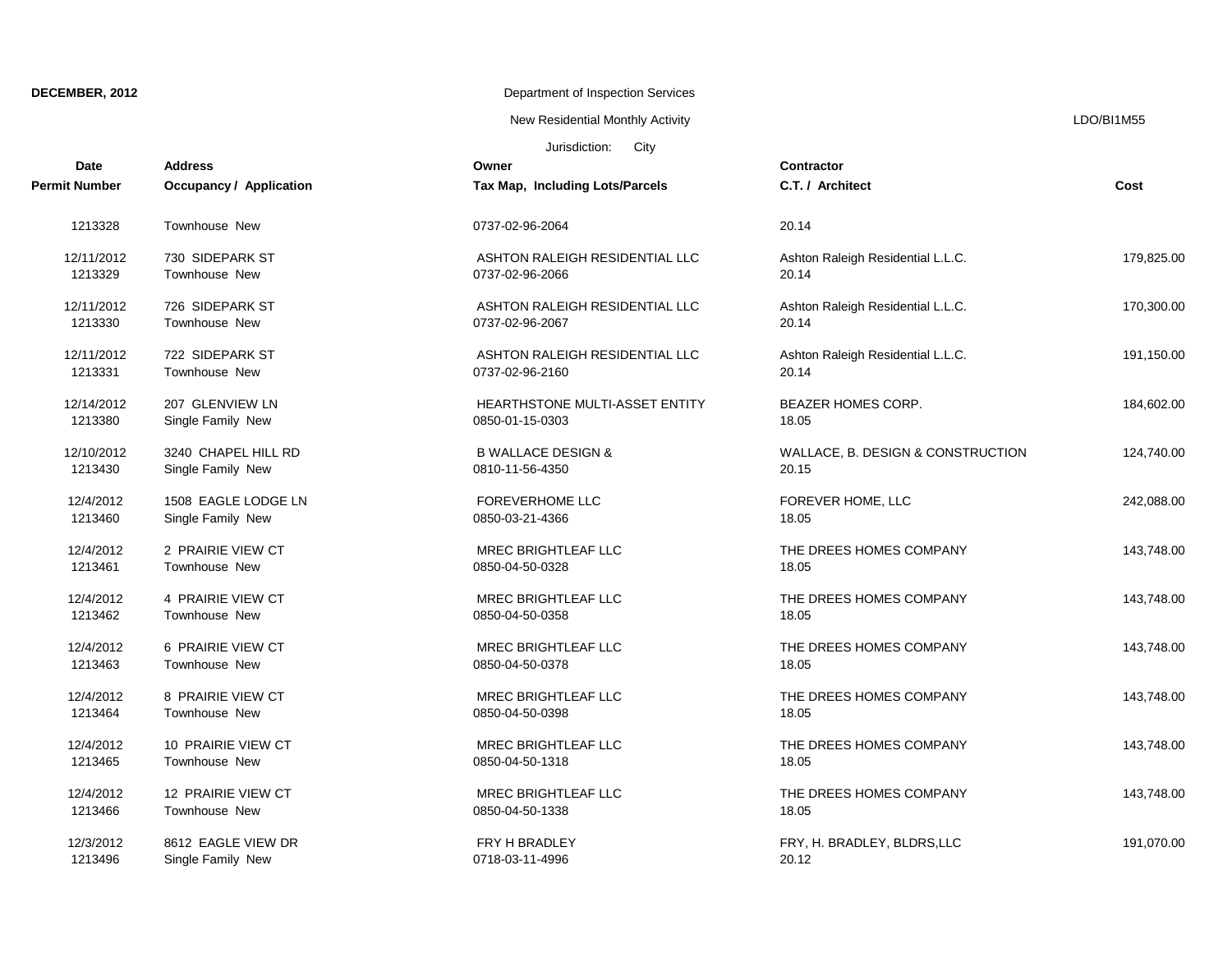**DECEMBER, 2012**

Department of Inspection Services

New Residential Monthly Activity

LDO/BI1M55

Jurisdiction: City

| Date<br>Permit Number | Address<br>Occupancy / Application | Owner<br>Tax Map, Including Lots/Parcels | Contractor<br>C.T. / Architect | Cost |
|---|---|---|---|---|
| 1213328 | Townhouse New | 0737-02-96-2064 | 20.14 | |
| 12/11/2012<br>1213329 | 730 SIDEPARK ST<br>Townhouse New | ASHTON RALEIGH RESIDENTIAL LLC<br>0737-02-96-2066 | Ashton Raleigh Residential L.L.C.<br>20.14 | 179,825.00 |
| 12/11/2012<br>1213330 | 726 SIDEPARK ST<br>Townhouse New | ASHTON RALEIGH RESIDENTIAL LLC<br>0737-02-96-2067 | Ashton Raleigh Residential L.L.C.<br>20.14 | 170,300.00 |
| 12/11/2012<br>1213331 | 722 SIDEPARK ST<br>Townhouse New | ASHTON RALEIGH RESIDENTIAL LLC<br>0737-02-96-2160 | Ashton Raleigh Residential L.L.C.<br>20.14 | 191,150.00 |
| 12/14/2012<br>1213380 | 207 GLENVIEW LN<br>Single Family New | HEARTHSTONE MULTI-ASSET ENTITY<br>0850-01-15-0303 | BEAZER HOMES CORP.<br>18.05 | 184,602.00 |
| 12/10/2012<br>1213430 | 3240 CHAPEL HILL RD<br>Single Family New | B WALLACE DESIGN &<br>0810-11-56-4350 | WALLACE, B. DESIGN & CONSTRUCTION<br>20.15 | 124,740.00 |
| 12/4/2012<br>1213460 | 1508 EAGLE LODGE LN<br>Single Family New | FOREVERHOME LLC<br>0850-03-21-4366 | FOREVER HOME, LLC<br>18.05 | 242,088.00 |
| 12/4/2012<br>1213461 | 2 PRAIRIE VIEW CT<br>Townhouse New | MREC BRIGHTLEAF LLC<br>0850-04-50-0328 | THE DREES HOMES COMPANY<br>18.05 | 143,748.00 |
| 12/4/2012<br>1213462 | 4 PRAIRIE VIEW CT<br>Townhouse New | MREC BRIGHTLEAF LLC<br>0850-04-50-0358 | THE DREES HOMES COMPANY<br>18.05 | 143,748.00 |
| 12/4/2012<br>1213463 | 6 PRAIRIE VIEW CT<br>Townhouse New | MREC BRIGHTLEAF LLC<br>0850-04-50-0378 | THE DREES HOMES COMPANY<br>18.05 | 143,748.00 |
| 12/4/2012<br>1213464 | 8 PRAIRIE VIEW CT<br>Townhouse New | MREC BRIGHTLEAF LLC<br>0850-04-50-0398 | THE DREES HOMES COMPANY<br>18.05 | 143,748.00 |
| 12/4/2012<br>1213465 | 10 PRAIRIE VIEW CT<br>Townhouse New | MREC BRIGHTLEAF LLC<br>0850-04-50-1318 | THE DREES HOMES COMPANY<br>18.05 | 143,748.00 |
| 12/4/2012<br>1213466 | 12 PRAIRIE VIEW CT<br>Townhouse New | MREC BRIGHTLEAF LLC<br>0850-04-50-1338 | THE DREES HOMES COMPANY<br>18.05 | 143,748.00 |
| 12/3/2012<br>1213496 | 8612 EAGLE VIEW DR<br>Single Family New | FRY H BRADLEY<br>0718-03-11-4996 | FRY, H. BRADLEY, BLDRS,LLC<br>20.12 | 191,070.00 |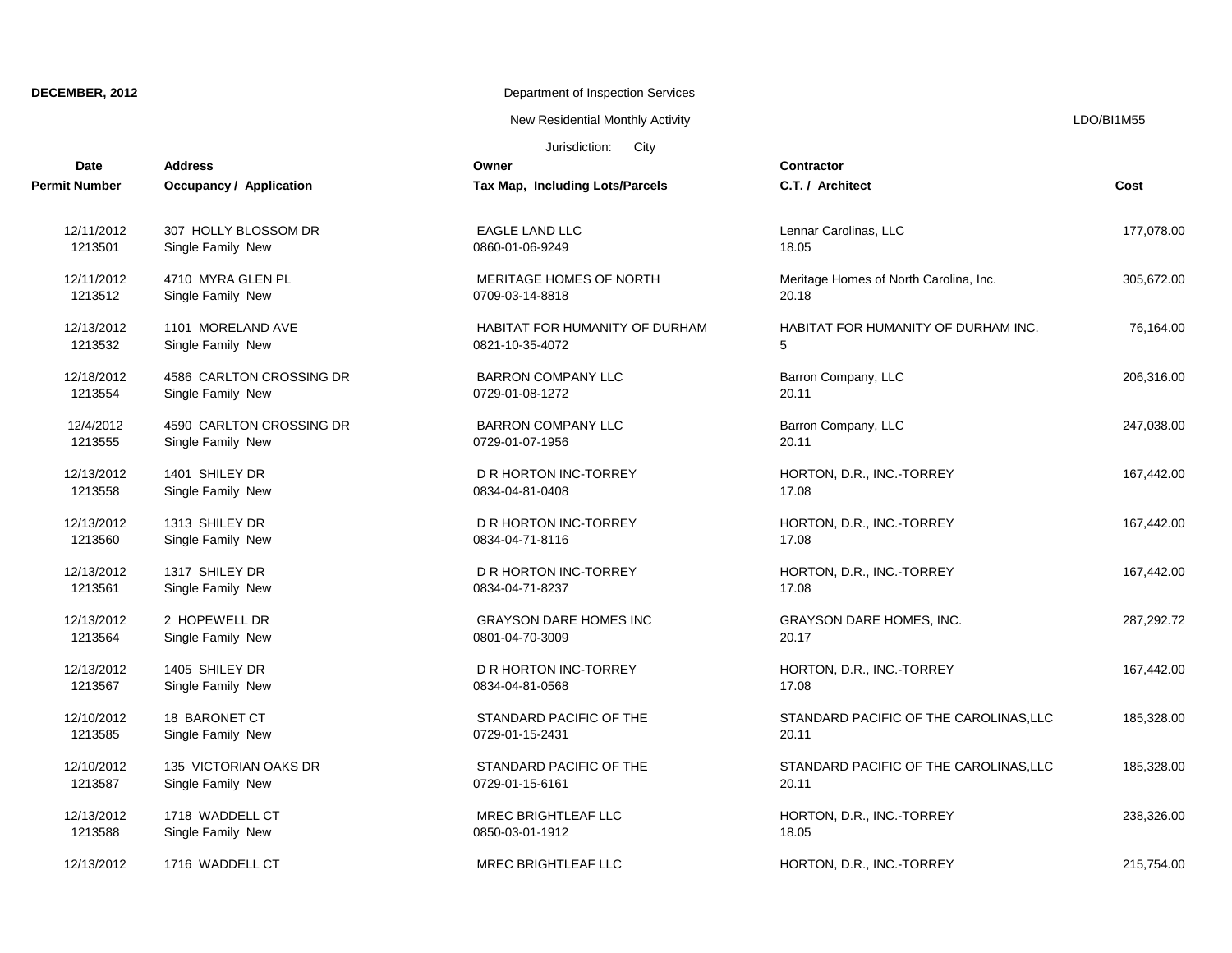**DECEMBER, 2012**

Department of Inspection Services

New Residential Monthly Activity

LDO/BI1M55

Jurisdiction: City

| Date<br>Permit Number | Address<br>Occupancy / Application | Owner<br>Tax Map, Including Lots/Parcels | Contractor<br>C.T. / Architect | Cost |
|---|---|---|---|---|
| 12/11/2012<br>1213501 | 307 HOLLY BLOSSOM DR<br>Single Family New | EAGLE LAND LLC<br>0860-01-06-9249 | Lennar Carolinas, LLC<br>18.05 | 177,078.00 |
| 12/11/2012<br>1213512 | 4710 MYRA GLEN PL<br>Single Family New | MERITAGE HOMES OF NORTH<br>0709-03-14-8818 | Meritage Homes of North Carolina, Inc.<br>20.18 | 305,672.00 |
| 12/13/2012<br>1213532 | 1101 MORELAND AVE<br>Single Family New | HABITAT FOR HUMANITY OF DURHAM<br>0821-10-35-4072 | HABITAT FOR HUMANITY OF DURHAM INC.<br>5 | 76,164.00 |
| 12/18/2012<br>1213554 | 4586 CARLTON CROSSING DR<br>Single Family New | BARRON COMPANY LLC<br>0729-01-08-1272 | Barron Company, LLC<br>20.11 | 206,316.00 |
| 12/4/2012<br>1213555 | 4590 CARLTON CROSSING DR<br>Single Family New | BARRON COMPANY LLC<br>0729-01-07-1956 | Barron Company, LLC<br>20.11 | 247,038.00 |
| 12/13/2012<br>1213558 | 1401 SHILEY DR<br>Single Family New | D R HORTON INC-TORREY<br>0834-04-81-0408 | HORTON, D.R., INC.-TORREY<br>17.08 | 167,442.00 |
| 12/13/2012<br>1213560 | 1313 SHILEY DR<br>Single Family New | D R HORTON INC-TORREY<br>0834-04-71-8116 | HORTON, D.R., INC.-TORREY<br>17.08 | 167,442.00 |
| 12/13/2012<br>1213561 | 1317 SHILEY DR<br>Single Family New | D R HORTON INC-TORREY<br>0834-04-71-8237 | HORTON, D.R., INC.-TORREY<br>17.08 | 167,442.00 |
| 12/13/2012<br>1213564 | 2 HOPEWELL DR<br>Single Family New | GRAYSON DARE HOMES INC<br>0801-04-70-3009 | GRAYSON DARE HOMES, INC.<br>20.17 | 287,292.72 |
| 12/13/2012<br>1213567 | 1405 SHILEY DR<br>Single Family New | D R HORTON INC-TORREY<br>0834-04-81-0568 | HORTON, D.R., INC.-TORREY<br>17.08 | 167,442.00 |
| 12/10/2012<br>1213585 | 18 BARONET CT<br>Single Family New | STANDARD PACIFIC OF THE<br>0729-01-15-2431 | STANDARD PACIFIC OF THE CAROLINAS,LLC<br>20.11 | 185,328.00 |
| 12/10/2012<br>1213587 | 135 VICTORIAN OAKS DR<br>Single Family New | STANDARD PACIFIC OF THE<br>0729-01-15-6161 | STANDARD PACIFIC OF THE CAROLINAS,LLC<br>20.11 | 185,328.00 |
| 12/13/2012<br>1213588 | 1718 WADDELL CT<br>Single Family New | MREC BRIGHTLEAF LLC<br>0850-03-01-1912 | HORTON, D.R., INC.-TORREY<br>18.05 | 238,326.00 |
| 12/13/2012 | 1716 WADDELL CT | MREC BRIGHTLEAF LLC | HORTON, D.R., INC.-TORREY | 215,754.00 |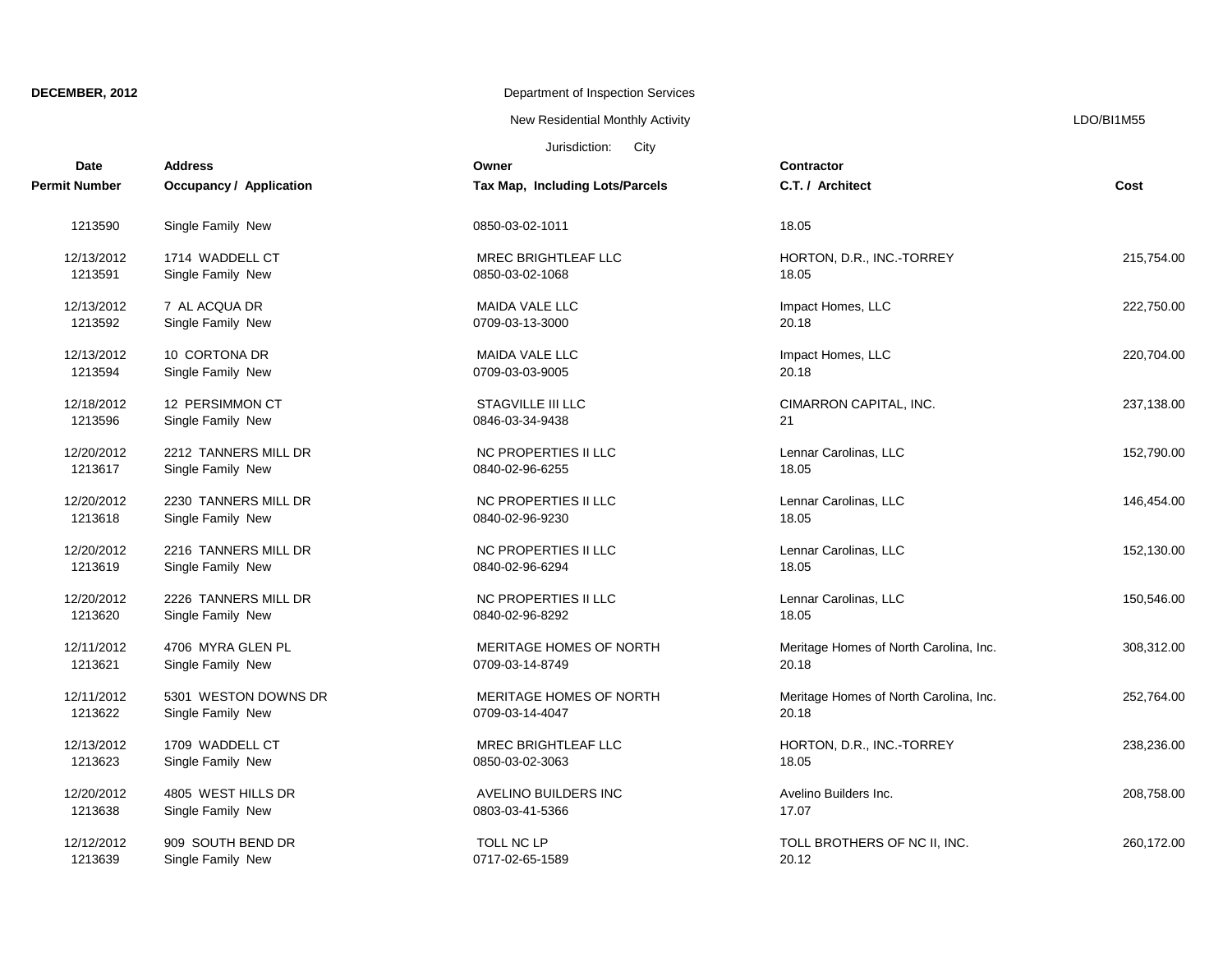**DECEMBER, 2012**

Department of Inspection Services

New Residential Monthly Activity

LDO/BI1M55

Jurisdiction: City

| Date<br>Permit Number | Address<br>Occupancy / Application | Owner<br>Tax Map, Including Lots/Parcels | Contractor<br>C.T. / Architect | Cost |
|---|---|---|---|---|
| 1213590 | Single Family New | 0850-03-02-1011 | 18.05 | |
| 12/13/2012<br>1213591 | 1714 WADDELL CT<br>Single Family New | MREC BRIGHTLEAF LLC<br>0850-03-02-1068 | HORTON, D.R., INC.-TORREY<br>18.05 | 215,754.00 |
| 12/13/2012<br>1213592 | 7 AL ACQUA DR<br>Single Family New | MAIDA VALE LLC<br>0709-03-13-3000 | Impact Homes, LLC<br>20.18 | 222,750.00 |
| 12/13/2012<br>1213594 | 10 CORTONA DR<br>Single Family New | MAIDA VALE LLC<br>0709-03-03-9005 | Impact Homes, LLC<br>20.18 | 220,704.00 |
| 12/18/2012<br>1213596 | 12 PERSIMMON CT<br>Single Family New | STAGVILLE III LLC<br>0846-03-34-9438 | CIMARRON CAPITAL, INC.<br>21 | 237,138.00 |
| 12/20/2012<br>1213617 | 2212 TANNERS MILL DR<br>Single Family New | NC PROPERTIES II LLC<br>0840-02-96-6255 | Lennar Carolinas, LLC<br>18.05 | 152,790.00 |
| 12/20/2012<br>1213618 | 2230 TANNERS MILL DR<br>Single Family New | NC PROPERTIES II LLC<br>0840-02-96-9230 | Lennar Carolinas, LLC<br>18.05 | 146,454.00 |
| 12/20/2012<br>1213619 | 2216 TANNERS MILL DR<br>Single Family New | NC PROPERTIES II LLC<br>0840-02-96-6294 | Lennar Carolinas, LLC<br>18.05 | 152,130.00 |
| 12/20/2012<br>1213620 | 2226 TANNERS MILL DR<br>Single Family New | NC PROPERTIES II LLC<br>0840-02-96-8292 | Lennar Carolinas, LLC<br>18.05 | 150,546.00 |
| 12/11/2012<br>1213621 | 4706 MYRA GLEN PL<br>Single Family New | MERITAGE HOMES OF NORTH<br>0709-03-14-8749 | Meritage Homes of North Carolina, Inc.<br>20.18 | 308,312.00 |
| 12/11/2012<br>1213622 | 5301 WESTON DOWNS DR<br>Single Family New | MERITAGE HOMES OF NORTH<br>0709-03-14-4047 | Meritage Homes of North Carolina, Inc.<br>20.18 | 252,764.00 |
| 12/13/2012<br>1213623 | 1709 WADDELL CT<br>Single Family New | MREC BRIGHTLEAF LLC<br>0850-03-02-3063 | HORTON, D.R., INC.-TORREY<br>18.05 | 238,236.00 |
| 12/20/2012<br>1213638 | 4805 WEST HILLS DR<br>Single Family New | AVELINO BUILDERS INC<br>0803-03-41-5366 | Avelino Builders Inc.<br>17.07 | 208,758.00 |
| 12/12/2012<br>1213639 | 909 SOUTH BEND DR<br>Single Family New | TOLL NC LP<br>0717-02-65-1589 | TOLL BROTHERS OF NC II, INC.<br>20.12 | 260,172.00 |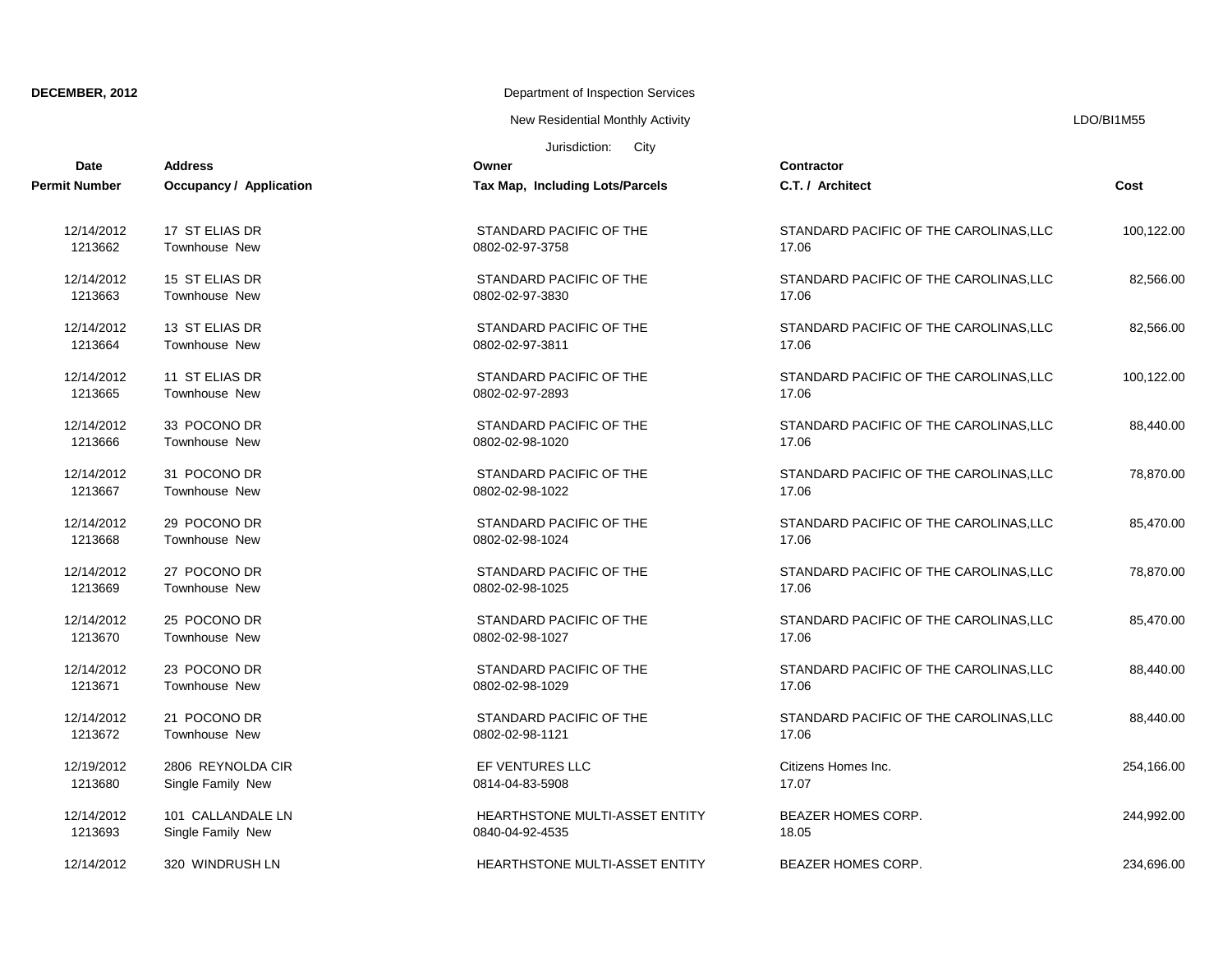**DECEMBER, 2012**

Department of Inspection Services

New Residential Monthly Activity

LDO/BI1M55

Jurisdiction: City

| Date<br>Permit Number | Address<br>Occupancy / Application | Owner<br>Tax Map, Including Lots/Parcels | Contractor<br>C.T. / Architect | Cost |
|---|---|---|---|---|
| 12/14/2012<br>1213662 | 17 ST ELIAS DR<br>Townhouse New | STANDARD PACIFIC OF THE<br>0802-02-97-3758 | STANDARD PACIFIC OF THE CAROLINAS,LLC<br>17.06 | 100,122.00 |
| 12/14/2012<br>1213663 | 15 ST ELIAS DR<br>Townhouse New | STANDARD PACIFIC OF THE<br>0802-02-97-3830 | STANDARD PACIFIC OF THE CAROLINAS,LLC<br>17.06 | 82,566.00 |
| 12/14/2012<br>1213664 | 13 ST ELIAS DR<br>Townhouse New | STANDARD PACIFIC OF THE<br>0802-02-97-3811 | STANDARD PACIFIC OF THE CAROLINAS,LLC<br>17.06 | 82,566.00 |
| 12/14/2012<br>1213665 | 11 ST ELIAS DR<br>Townhouse New | STANDARD PACIFIC OF THE<br>0802-02-97-2893 | STANDARD PACIFIC OF THE CAROLINAS,LLC<br>17.06 | 100,122.00 |
| 12/14/2012<br>1213666 | 33 POCONO DR<br>Townhouse New | STANDARD PACIFIC OF THE<br>0802-02-98-1020 | STANDARD PACIFIC OF THE CAROLINAS,LLC<br>17.06 | 88,440.00 |
| 12/14/2012<br>1213667 | 31 POCONO DR<br>Townhouse New | STANDARD PACIFIC OF THE<br>0802-02-98-1022 | STANDARD PACIFIC OF THE CAROLINAS,LLC<br>17.06 | 78,870.00 |
| 12/14/2012<br>1213668 | 29 POCONO DR<br>Townhouse New | STANDARD PACIFIC OF THE<br>0802-02-98-1024 | STANDARD PACIFIC OF THE CAROLINAS,LLC<br>17.06 | 85,470.00 |
| 12/14/2012<br>1213669 | 27 POCONO DR<br>Townhouse New | STANDARD PACIFIC OF THE<br>0802-02-98-1025 | STANDARD PACIFIC OF THE CAROLINAS,LLC<br>17.06 | 78,870.00 |
| 12/14/2012<br>1213670 | 25 POCONO DR<br>Townhouse New | STANDARD PACIFIC OF THE<br>0802-02-98-1027 | STANDARD PACIFIC OF THE CAROLINAS,LLC<br>17.06 | 85,470.00 |
| 12/14/2012<br>1213671 | 23 POCONO DR<br>Townhouse New | STANDARD PACIFIC OF THE<br>0802-02-98-1029 | STANDARD PACIFIC OF THE CAROLINAS,LLC<br>17.06 | 88,440.00 |
| 12/14/2012<br>1213672 | 21 POCONO DR<br>Townhouse New | STANDARD PACIFIC OF THE<br>0802-02-98-1121 | STANDARD PACIFIC OF THE CAROLINAS,LLC<br>17.06 | 88,440.00 |
| 12/19/2012<br>1213680 | 2806 REYNOLDA CIR<br>Single Family New | EF VENTURES LLC<br>0814-04-83-5908 | Citizens Homes Inc.<br>17.07 | 254,166.00 |
| 12/14/2012<br>1213693 | 101 CALLANDALE LN<br>Single Family New | HEARTHSTONE MULTI-ASSET ENTITY<br>0840-04-92-4535 | BEAZER HOMES CORP.<br>18.05 | 244,992.00 |
| 12/14/2012 | 320 WINDRUSH LN | HEARTHSTONE MULTI-ASSET ENTITY | BEAZER HOMES CORP. | 234,696.00 |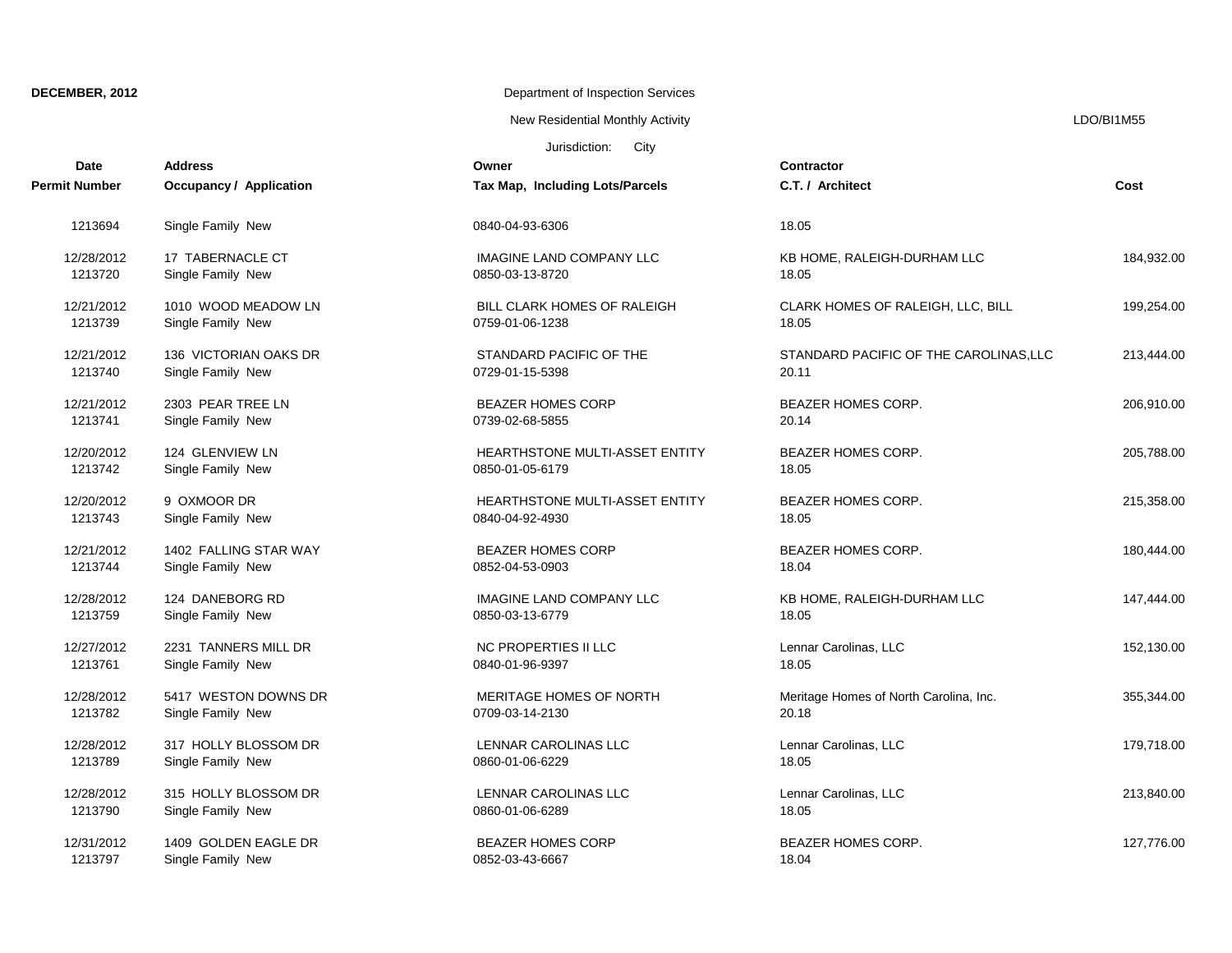**DECEMBER, 2012**

Department of Inspection Services

New Residential Monthly Activity

LDO/BI1M55

Jurisdiction: City

| Date<br>Permit Number | Address<br>Occupancy / Application | Owner<br>Tax Map, Including Lots/Parcels | Contractor<br>C.T. / Architect | Cost |
|---|---|---|---|---|
| 1213694 | Single Family New | 0840-04-93-6306 | 18.05 | |
| 12/28/2012<br>1213720 | 17 TABERNACLE CT<br>Single Family New | IMAGINE LAND COMPANY LLC<br>0850-03-13-8720 | KB HOME, RALEIGH-DURHAM LLC<br>18.05 | 184,932.00 |
| 12/21/2012<br>1213739 | 1010 WOOD MEADOW LN<br>Single Family New | BILL CLARK HOMES OF RALEIGH<br>0759-01-06-1238 | CLARK HOMES OF RALEIGH, LLC, BILL<br>18.05 | 199,254.00 |
| 12/21/2012<br>1213740 | 136 VICTORIAN OAKS DR<br>Single Family New | STANDARD PACIFIC OF THE<br>0729-01-15-5398 | STANDARD PACIFIC OF THE CAROLINAS,LLC<br>20.11 | 213,444.00 |
| 12/21/2012<br>1213741 | 2303 PEAR TREE LN<br>Single Family New | BEAZER HOMES CORP<br>0739-02-68-5855 | BEAZER HOMES CORP.<br>20.14 | 206,910.00 |
| 12/20/2012<br>1213742 | 124 GLENVIEW LN<br>Single Family New | HEARTHSTONE MULTI-ASSET ENTITY<br>0850-01-05-6179 | BEAZER HOMES CORP.<br>18.05 | 205,788.00 |
| 12/20/2012<br>1213743 | 9 OXMOOR DR<br>Single Family New | HEARTHSTONE MULTI-ASSET ENTITY<br>0840-04-92-4930 | BEAZER HOMES CORP.<br>18.05 | 215,358.00 |
| 12/21/2012<br>1213744 | 1402 FALLING STAR WAY<br>Single Family New | BEAZER HOMES CORP<br>0852-04-53-0903 | BEAZER HOMES CORP.<br>18.04 | 180,444.00 |
| 12/28/2012<br>1213759 | 124 DANEBORG RD<br>Single Family New | IMAGINE LAND COMPANY LLC<br>0850-03-13-6779 | KB HOME, RALEIGH-DURHAM LLC<br>18.05 | 147,444.00 |
| 12/27/2012<br>1213761 | 2231 TANNERS MILL DR<br>Single Family New | NC PROPERTIES II LLC<br>0840-01-96-9397 | Lennar Carolinas, LLC<br>18.05 | 152,130.00 |
| 12/28/2012<br>1213782 | 5417 WESTON DOWNS DR<br>Single Family New | MERITAGE HOMES OF NORTH<br>0709-03-14-2130 | Meritage Homes of North Carolina, Inc.<br>20.18 | 355,344.00 |
| 12/28/2012<br>1213789 | 317 HOLLY BLOSSOM DR<br>Single Family New | LENNAR CAROLINAS LLC<br>0860-01-06-6229 | Lennar Carolinas, LLC<br>18.05 | 179,718.00 |
| 12/28/2012<br>1213790 | 315 HOLLY BLOSSOM DR<br>Single Family New | LENNAR CAROLINAS LLC<br>0860-01-06-6289 | Lennar Carolinas, LLC<br>18.05 | 213,840.00 |
| 12/31/2012<br>1213797 | 1409 GOLDEN EAGLE DR<br>Single Family New | BEAZER HOMES CORP<br>0852-03-43-6667 | BEAZER HOMES CORP.<br>18.04 | 127,776.00 |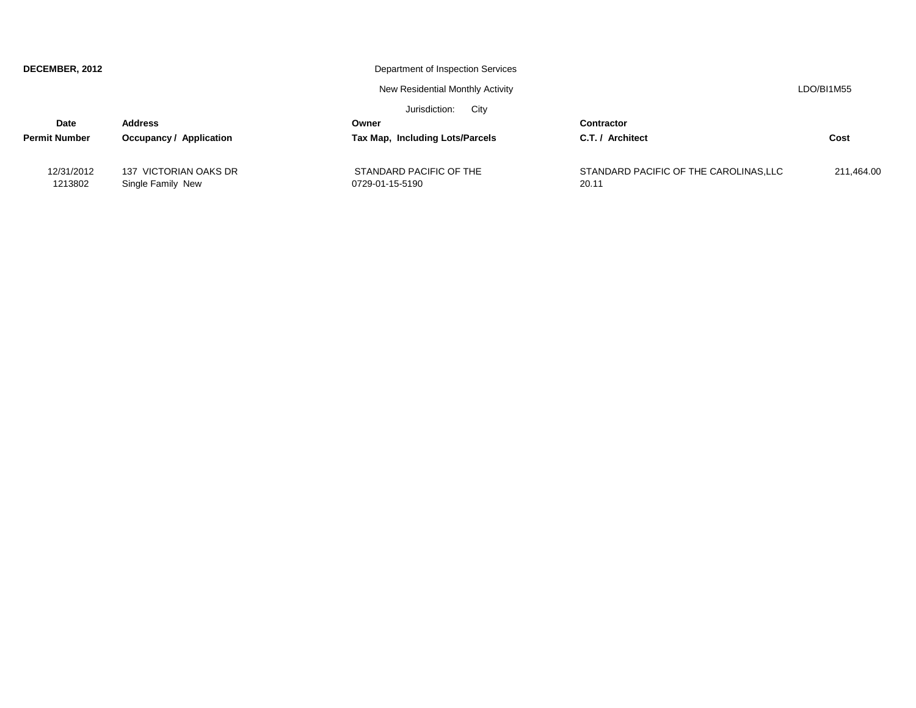**DECEMBER, 2012**

Department of Inspection Services

New Residential Monthly Activity

LDO/BI1M55

Jurisdiction: City

| Date / Permit Number | Address / Occupancy / Application | Owner / Tax Map, Including Lots/Parcels | Contractor / C.T. / Architect | Cost |
|---|---|---|---|---|
| 12/31/2012<br>1213802 | 137 VICTORIAN OAKS DR<br>Single Family New | STANDARD PACIFIC OF THE<br>0729-01-15-5190 | STANDARD PACIFIC OF THE CAROLINAS,LLC<br>20.11 | 211,464.00 |